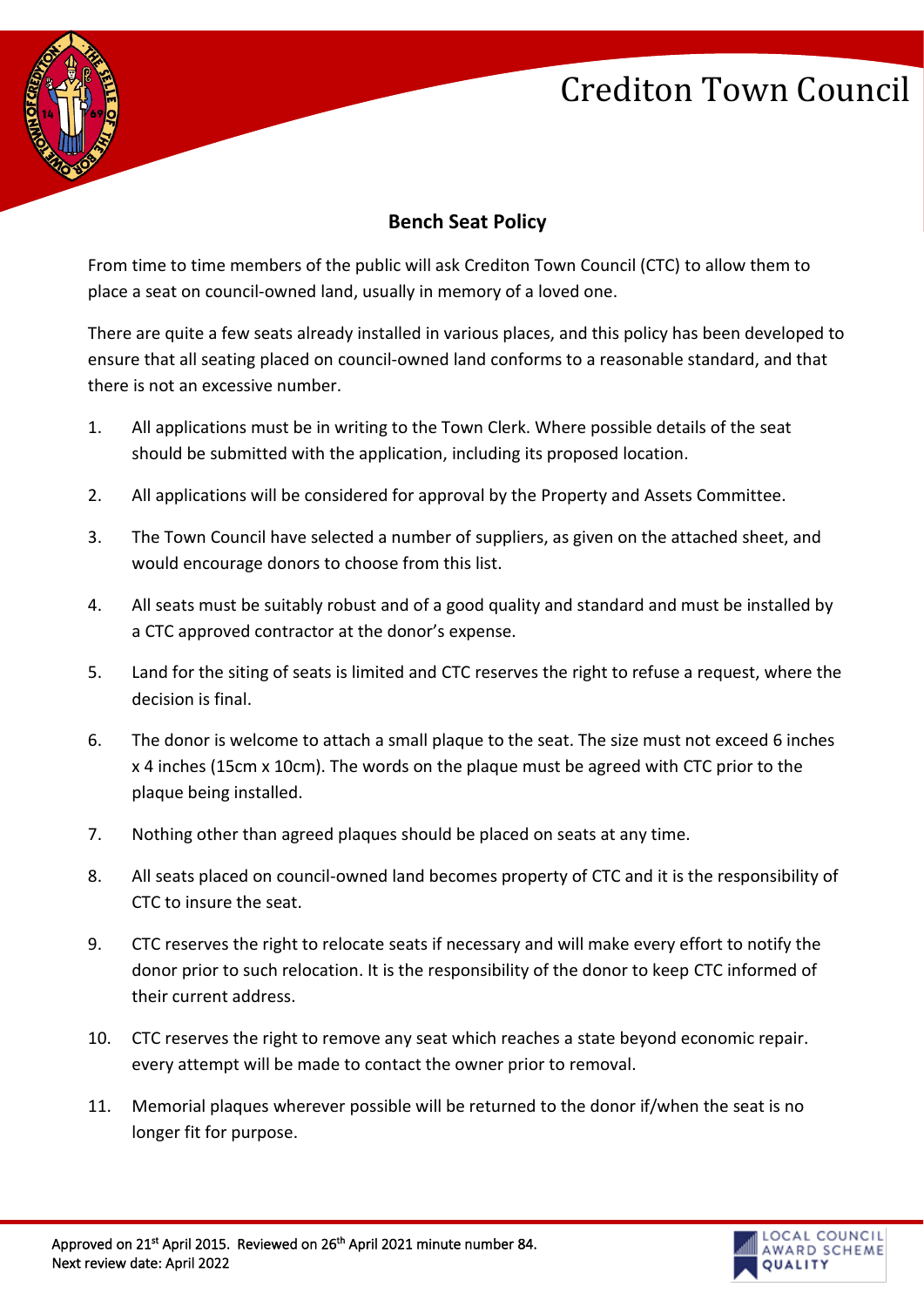# Crediton Town Council

## Bench Seat Policy

From time to time members of the public will ask Crediton Town Council (CTC) to allow them to place a seat on council-owned land, usually in memory of a loved one.

There are quite a few seats already installed in various places, and this policy has been developed to ensure that all seating placed on council-owned land conforms to a reasonable standard, and that there is not an excessive number.

1. All applications must be in writing to the Town Clerk. Where possible details of the seat should be submitted with the application, including its proposed location.
2. All applications will be considered for approval by the Property and Assets Committee.
3. The Town Council have selected a number of suppliers, as given on the attached sheet, and would encourage donors to choose from this list.
4. All seats must be suitably robust and of a good quality and standard and must be installed by a CTC approved contractor at the donor's expense.
5. Land for the siting of seats is limited and CTC reserves the right to refuse a request, where the decision is final.
6. The donor is welcome to attach a small plaque to the seat. The size must not exceed 6 inches x 4 inches (15cm x 10cm). The words on the plaque must be agreed with CTC prior to the plaque being installed.
7. Nothing other than agreed plaques should be placed on seats at any time.
8. All seats placed on council-owned land becomes property of CTC and it is the responsibility of CTC to insure the seat.
9. CTC reserves the right to relocate seats if necessary and will make every effort to notify the donor prior to such relocation. It is the responsibility of the donor to keep CTC informed of their current address.
10. CTC reserves the right to remove any seat which reaches a state beyond economic repair. every attempt will be made to contact the owner prior to removal.
11. Memorial plaques wherever possible will be returned to the donor if/when the seat is no longer fit for purpose.

Approved on 21st April 2015. Reviewed on 26th April 2021 minute number 84.
Next review date: April 2022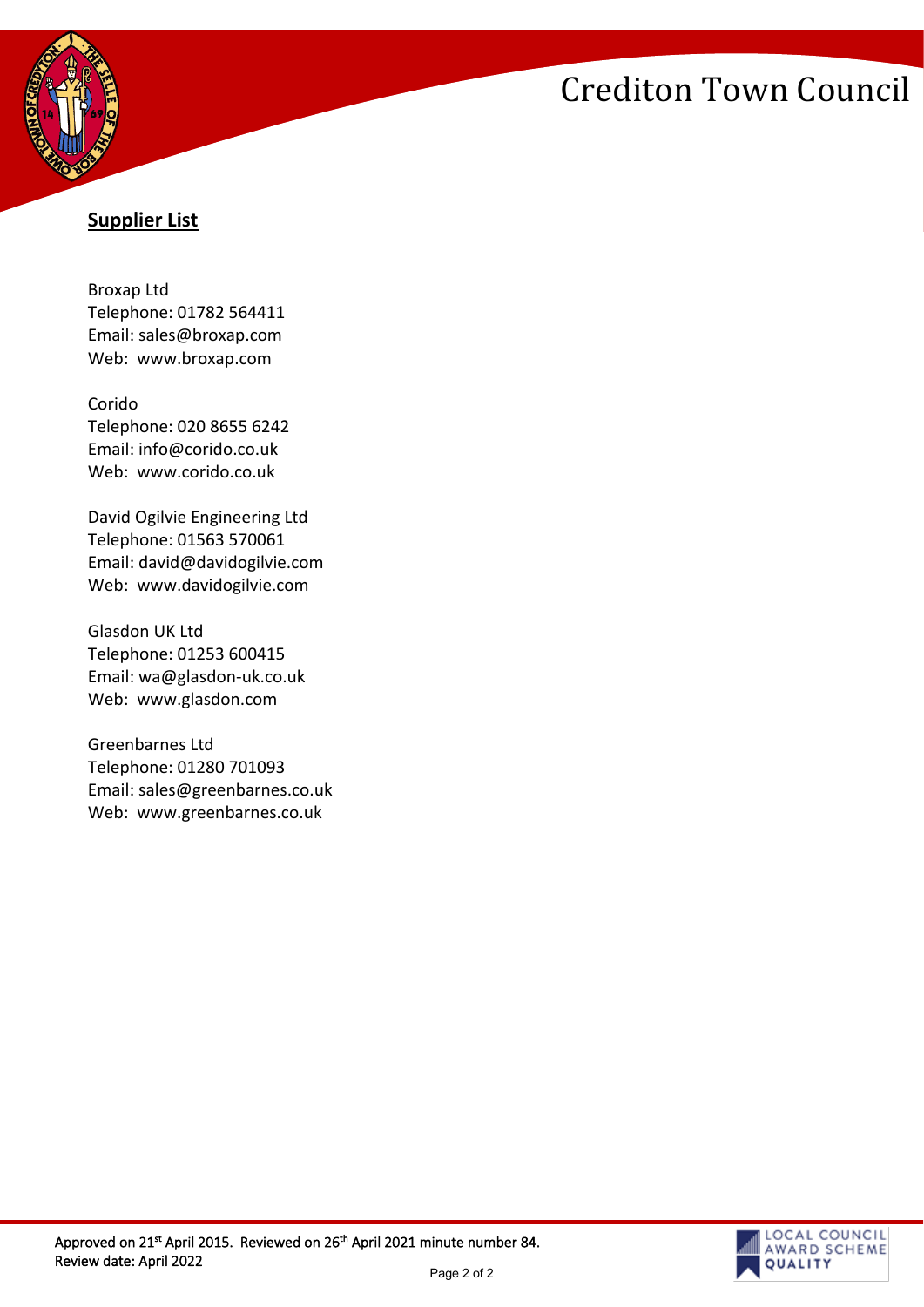## Supplier List

Broxap Ltd
Telephone: 01782 564411
Email: sales@broxap.com
Web: www.broxap.com

Corido
Telephone: 020 8655 6242
Email: info@corido.co.uk
Web: www.corido.co.uk

David Ogilvie Engineering Ltd
Telephone: 01563 570061
Email: david@davidogilvie.com
Web: www.davidogilvie.com

Glasdon UK Ltd
Telephone: 01253 600415
Email: wa@glasdon-uk.co.uk
Web: www.glasdon.com

Greenbarnes Ltd
Telephone: 01280 701093
Email: sales@greenbarnes.co.uk
Web: www.greenbarnes.co.uk

Approved on 21st April 2015. Reviewed on 26th April 2021 minute number 84.
Review date: April 2022